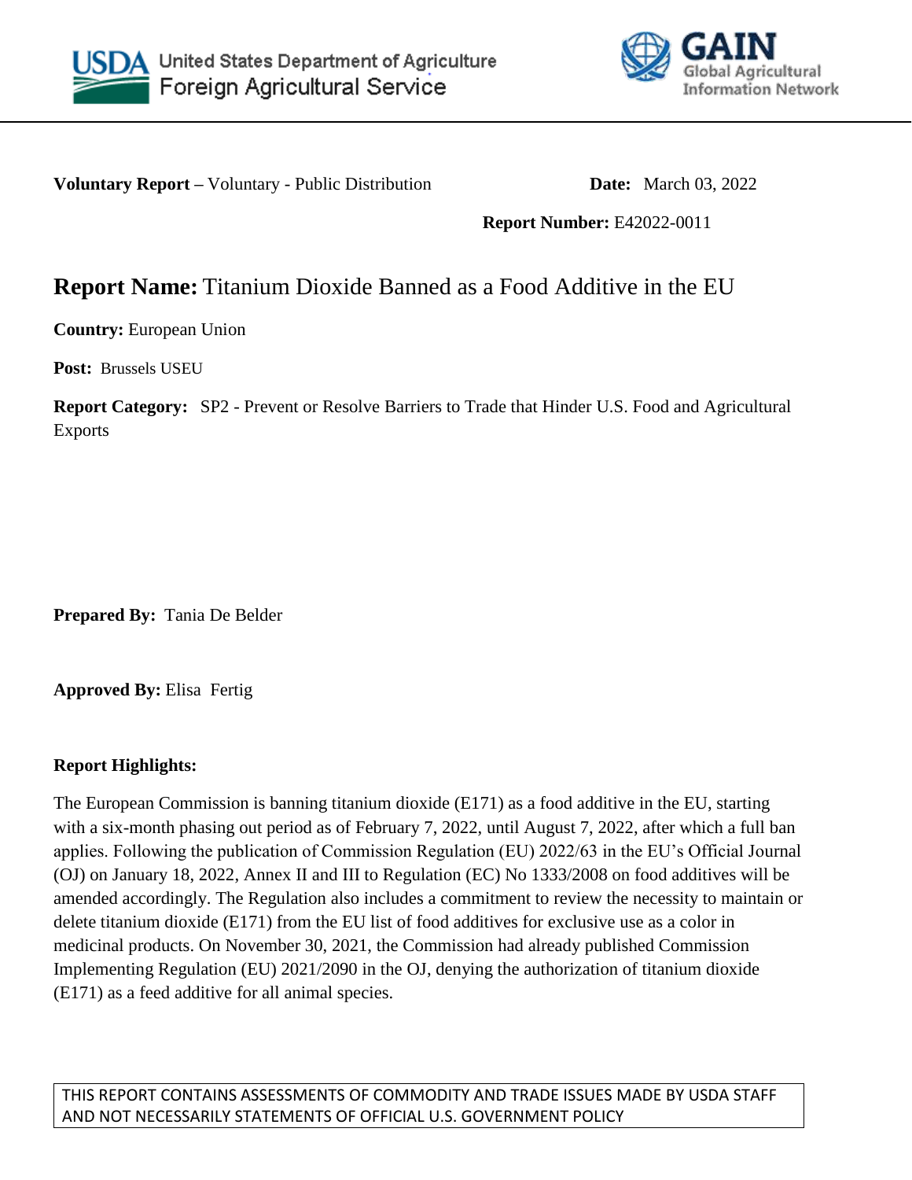United States Department of Agriculture
Foreign Agricultural Service

GAIN
Global Agricultural Information Network

**Voluntary Report –** Voluntary - Public Distribution **Date:** March 03, 2022

**Report Number:** E42022-0011

# **Report Name:** Titanium Dioxide Banned as a Food Additive in the EU

**Country:** European Union

**Post:** Brussels USEU

**Report Category:** SP2 - Prevent or Resolve Barriers to Trade that Hinder U.S. Food and Agricultural Exports

**Prepared By:** Tania De Belder

**Approved By:** Elisa Fertig

**Report Highlights:**

The European Commission is banning titanium dioxide (E171) as a food additive in the EU, starting with a six-month phasing out period as of February 7, 2022, until August 7, 2022, after which a full ban applies. Following the publication of Commission Regulation (EU) 2022/63 in the EU's Official Journal (OJ) on January 18, 2022, Annex II and III to Regulation (EC) No 1333/2008 on food additives will be amended accordingly. The Regulation also includes a commitment to review the necessity to maintain or delete titanium dioxide (E171) from the EU list of food additives for exclusive use as a color in medicinal products. On November 30, 2021, the Commission had already published Commission Implementing Regulation (EU) 2021/2090 in the OJ, denying the authorization of titanium dioxide (E171) as a feed additive for all animal species.

THIS REPORT CONTAINS ASSESSMENTS OF COMMODITY AND TRADE ISSUES MADE BY USDA STAFF AND NOT NECESSARILY STATEMENTS OF OFFICIAL U.S. GOVERNMENT POLICY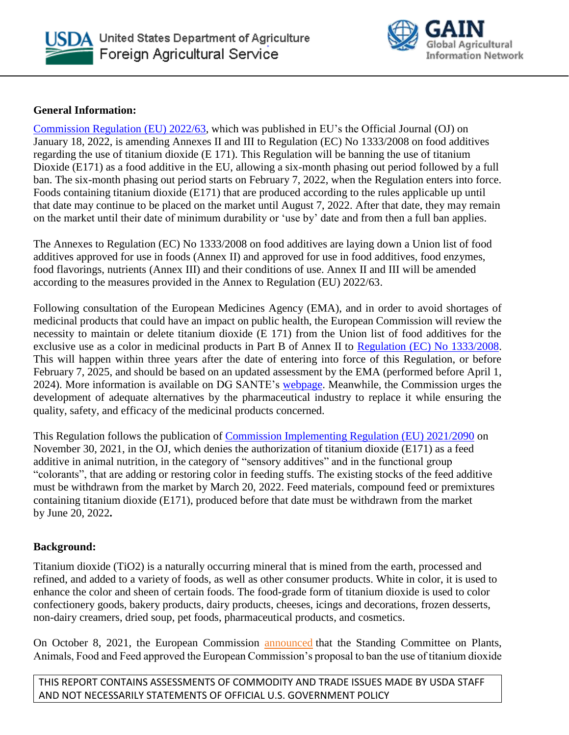## General Information:

[Commission Regulation (EU) 2022/63](), which was published in EU's the Official Journal (OJ) on January 18, 2022, is amending Annexes II and III to Regulation (EC) No 1333/2008 on food additives regarding the use of titanium dioxide (E 171). This Regulation will be banning the use of titanium Dioxide (E171) as a food additive in the EU, allowing a six-month phasing out period followed by a full ban. The six-month phasing out period starts on February 7, 2022, when the Regulation enters into force. Foods containing titanium dioxide (E171) that are produced according to the rules applicable up until that date may continue to be placed on the market until August 7, 2022. After that date, they may remain on the market until their date of minimum durability or 'use by' date and from then a full ban applies.

The Annexes to Regulation (EC) No 1333/2008 on food additives are laying down a Union list of food additives approved for use in foods (Annex II) and approved for use in food additives, food enzymes, food flavorings, nutrients (Annex III) and their conditions of use. Annex II and III will be amended according to the measures provided in the Annex to Regulation (EU) 2022/63.

Following consultation of the European Medicines Agency (EMA), and in order to avoid shortages of medicinal products that could have an impact on public health, the European Commission will review the necessity to maintain or delete titanium dioxide (E 171) from the Union list of food additives for the exclusive use as a color in medicinal products in Part B of Annex II to Regulation (EC) No 1333/2008. This will happen within three years after the date of entering into force of this Regulation, or before February 7, 2025, and should be based on an updated assessment by the EMA (performed before April 1, 2024). More information is available on DG SANTE's webpage. Meanwhile, the Commission urges the development of adequate alternatives by the pharmaceutical industry to replace it while ensuring the quality, safety, and efficacy of the medicinal products concerned.

This Regulation follows the publication of Commission Implementing Regulation (EU) 2021/2090 on November 30, 2021, in the OJ, which denies the authorization of titanium dioxide (E171) as a feed additive in animal nutrition, in the category of "sensory additives" and in the functional group "colorants", that are adding or restoring color in feeding stuffs. The existing stocks of the feed additive must be withdrawn from the market by March 20, 2022. Feed materials, compound feed or premixtures containing titanium dioxide (E171), produced before that date must be withdrawn from the market by June 20, 2022**.**

## Background:

Titanium dioxide ($TiO_2$) is a naturally occurring mineral that is mined from the earth, processed and refined, and added to a variety of foods, as well as other consumer products. White in color, it is used to enhance the color and sheen of certain foods. The food-grade form of titanium dioxide is used to color confectionery goods, bakery products, dairy products, cheeses, icings and decorations, frozen desserts, non-dairy creamers, dried soup, pet foods, pharmaceutical products, and cosmetics.

On October 8, 2021, the European Commission announced that the Standing Committee on Plants, Animals, Food and Feed approved the European Commission's proposal to ban the use of titanium dioxide

THIS REPORT CONTAINS ASSESSMENTS OF COMMODITY AND TRADE ISSUES MADE BY USDA STAFF AND NOT NECESSARILY STATEMENTS OF OFFICIAL U.S. GOVERNMENT POLICY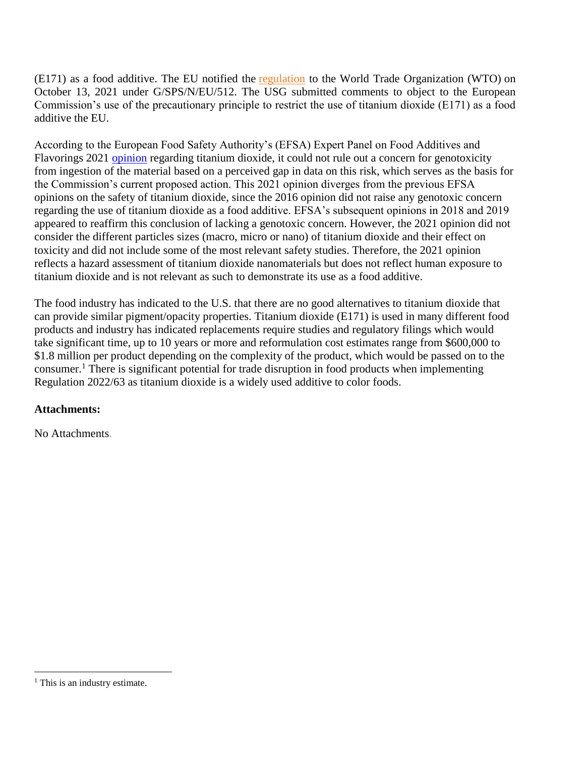(E171) as a food additive. The EU notified the regulation to the World Trade Organization (WTO) on October 13, 2021 under G/SPS/N/EU/512. The USG submitted comments to object to the European Commission's use of the precautionary principle to restrict the use of titanium dioxide (E171) as a food additive the EU.

According to the European Food Safety Authority's (EFSA) Expert Panel on Food Additives and Flavorings 2021 opinion regarding titanium dioxide, it could not rule out a concern for genotoxicity from ingestion of the material based on a perceived gap in data on this risk, which serves as the basis for the Commission's current proposed action. This 2021 opinion diverges from the previous EFSA opinions on the safety of titanium dioxide, since the 2016 opinion did not raise any genotoxic concern regarding the use of titanium dioxide as a food additive. EFSA's subsequent opinions in 2018 and 2019 appeared to reaffirm this conclusion of lacking a genotoxic concern. However, the 2021 opinion did not consider the different particles sizes (macro, micro or nano) of titanium dioxide and their effect on toxicity and did not include some of the most relevant safety studies. Therefore, the 2021 opinion reflects a hazard assessment of titanium dioxide nanomaterials but does not reflect human exposure to titanium dioxide and is not relevant as such to demonstrate its use as a food additive.

The food industry has indicated to the U.S. that there are no good alternatives to titanium dioxide that can provide similar pigment/opacity properties. Titanium dioxide (E171) is used in many different food products and industry has indicated replacements require studies and regulatory filings which would take significant time, up to 10 years or more and reformulation cost estimates range from $600,000 to $1.8 million per product depending on the complexity of the product, which would be passed on to the consumer.[1] There is significant potential for trade disruption in food products when implementing Regulation 2022/63 as titanium dioxide is a widely used additive to color foods.

**Attachments:**

No Attachments.

[1] This is an industry estimate.